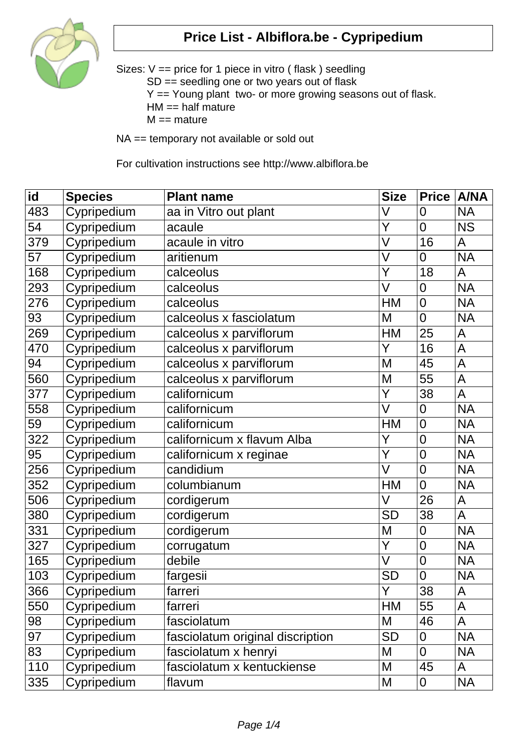# Price List - Albiflora.be - Cypripedium

Sizes: V == price for 1 piece in vitro ( flask ) seedling
SD == seedling one or two years out of flask
Y == Young plant two- or more growing seasons out of flask.
HM == half mature
M == mature

NA == temporary not available or sold out

For cultivation instructions see http://www.albiflora.be

| id | Species | Plant name | Size | Price | A/NA |
|---|---|---|---|---|---|
| 483 | Cypripedium | aa in Vitro out plant | V | 0 | NA |
| 54 | Cypripedium | acaule | Y | 0 | NS |
| 379 | Cypripedium | acaule in vitro | V | 16 | A |
| 57 | Cypripedium | aritienum | V | 0 | NA |
| 168 | Cypripedium | calceolus | Y | 18 | A |
| 293 | Cypripedium | calceolus | V | 0 | NA |
| 276 | Cypripedium | calceolus | HM | 0 | NA |
| 93 | Cypripedium | calceolus x fasciolatum | M | 0 | NA |
| 269 | Cypripedium | calceolus x parviflorum | HM | 25 | A |
| 470 | Cypripedium | calceolus x parviflorum | Y | 16 | A |
| 94 | Cypripedium | calceolus x parviflorum | M | 45 | A |
| 560 | Cypripedium | calceolus x parviflorum | M | 55 | A |
| 377 | Cypripedium | californicum | Y | 38 | A |
| 558 | Cypripedium | californicum | V | 0 | NA |
| 59 | Cypripedium | californicum | HM | 0 | NA |
| 322 | Cypripedium | californicum x flavum Alba | Y | 0 | NA |
| 95 | Cypripedium | californicum x reginae | Y | 0 | NA |
| 256 | Cypripedium | candidium | V | 0 | NA |
| 352 | Cypripedium | columbianum | HM | 0 | NA |
| 506 | Cypripedium | cordigerum | V | 26 | A |
| 380 | Cypripedium | cordigerum | SD | 38 | A |
| 331 | Cypripedium | cordigerum | M | 0 | NA |
| 327 | Cypripedium | corrugatum | Y | 0 | NA |
| 165 | Cypripedium | debile | V | 0 | NA |
| 103 | Cypripedium | fargesii | SD | 0 | NA |
| 366 | Cypripedium | farreri | Y | 38 | A |
| 550 | Cypripedium | farreri | HM | 55 | A |
| 98 | Cypripedium | fasciolatum | M | 46 | A |
| 97 | Cypripedium | fasciolatum original discription | SD | 0 | NA |
| 83 | Cypripedium | fasciolatum x henryi | M | 0 | NA |
| 110 | Cypripedium | fasciolatum x kentuckiense | M | 45 | A |
| 335 | Cypripedium | flavum | M | 0 | NA |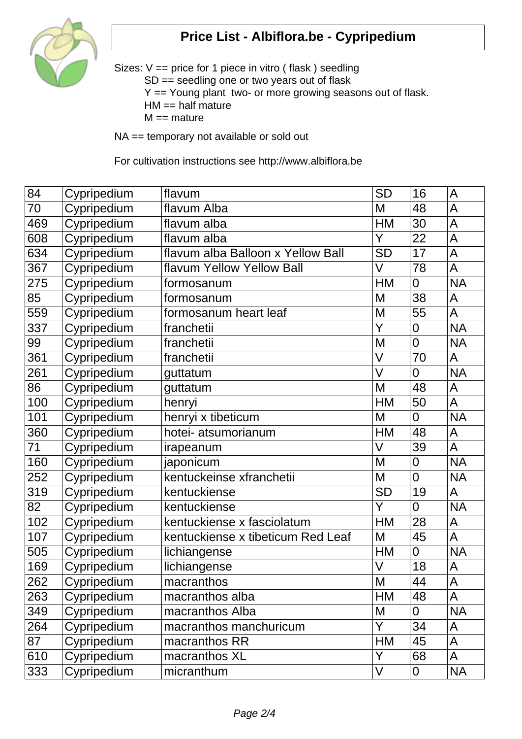# Price List - Albiflora.be - Cypripedium

Sizes: V == price for 1 piece in vitro ( flask ) seedling
SD == seedling one or two years out of flask
Y == Young plant two- or more growing seasons out of flask.
HM == half mature
M == mature

NA == temporary not available or sold out

For cultivation instructions see http://www.albiflora.be

| | | | | | |
|---|---|---|---|---|---|
| 84 | Cypripedium | flavum | SD | 16 | A |
| 70 | Cypripedium | flavum Alba | M | 48 | A |
| 469 | Cypripedium | flavum alba | HM | 30 | A |
| 608 | Cypripedium | flavum alba | Y | 22 | A |
| 634 | Cypripedium | flavum alba Balloon x Yellow Ball | SD | 17 | A |
| 367 | Cypripedium | flavum Yellow Yellow Ball | V | 78 | A |
| 275 | Cypripedium | formosanum | HM | 0 | NA |
| 85 | Cypripedium | formosanum | M | 38 | A |
| 559 | Cypripedium | formosanum heart leaf | M | 55 | A |
| 337 | Cypripedium | franchetii | Y | 0 | NA |
| 99 | Cypripedium | franchetii | M | 0 | NA |
| 361 | Cypripedium | franchetii | V | 70 | A |
| 261 | Cypripedium | guttatum | V | 0 | NA |
| 86 | Cypripedium | guttatum | M | 48 | A |
| 100 | Cypripedium | henryi | HM | 50 | A |
| 101 | Cypripedium | henryi x tibeticum | M | 0 | NA |
| 360 | Cypripedium | hotei- atsumorianum | HM | 48 | A |
| 71 | Cypripedium | irapeanum | V | 39 | A |
| 160 | Cypripedium | japonicum | M | 0 | NA |
| 252 | Cypripedium | kentuckeinse xfranchetii | M | 0 | NA |
| 319 | Cypripedium | kentuckiense | SD | 19 | A |
| 82 | Cypripedium | kentuckiense | Y | 0 | NA |
| 102 | Cypripedium | kentuckiense x fasciolatum | HM | 28 | A |
| 107 | Cypripedium | kentuckiense x tibeticum Red Leaf | M | 45 | A |
| 505 | Cypripedium | lichiangense | HM | 0 | NA |
| 169 | Cypripedium | lichiangense | V | 18 | A |
| 262 | Cypripedium | macranthos | M | 44 | A |
| 263 | Cypripedium | macranthos alba | HM | 48 | A |
| 349 | Cypripedium | macranthos Alba | M | 0 | NA |
| 264 | Cypripedium | macranthos manchuricum | Y | 34 | A |
| 87 | Cypripedium | macranthos RR | HM | 45 | A |
| 610 | Cypripedium | macranthos XL | Y | 68 | A |
| 333 | Cypripedium | micranthum | V | 0 | NA |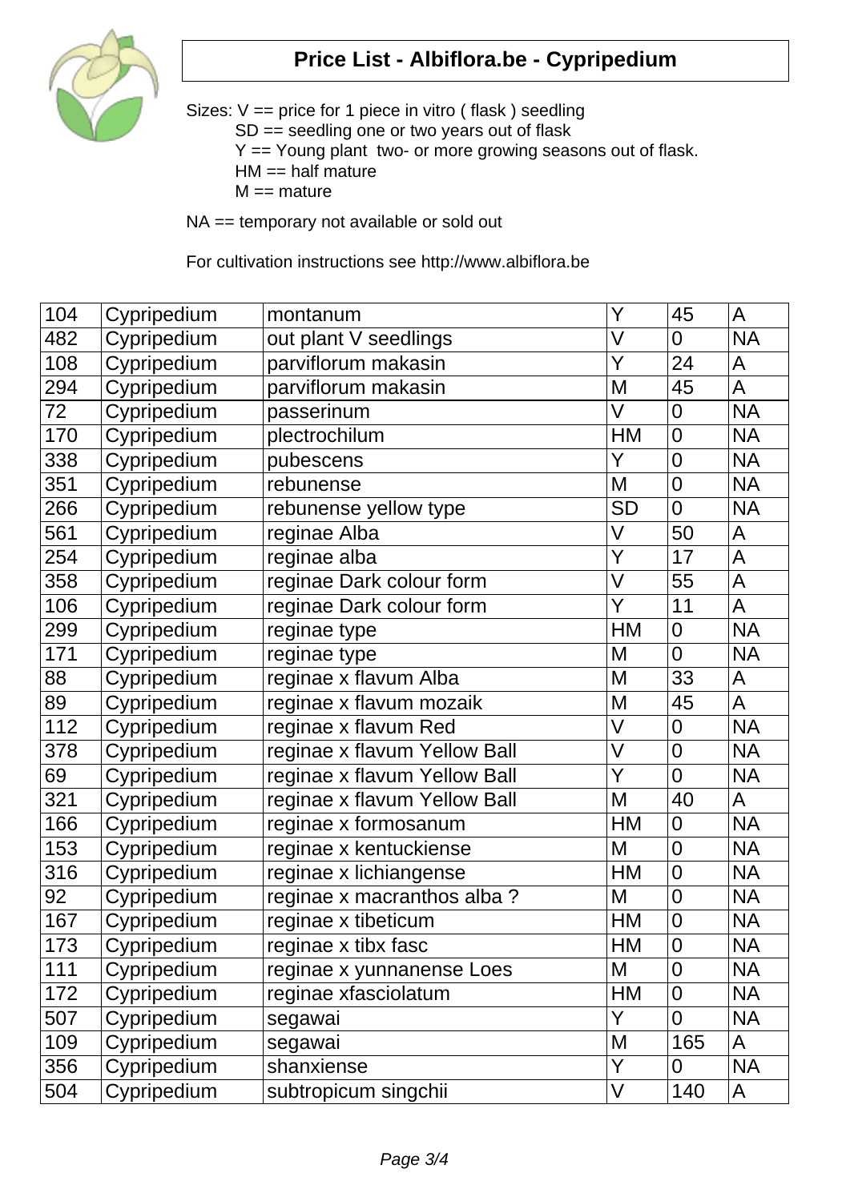# Price List - Albiflora.be - Cypripedium

Sizes: V == price for 1 piece in vitro ( flask ) seedling
SD == seedling one or two years out of flask
Y == Young plant two- or more growing seasons out of flask.
HM == half mature
M == mature

NA == temporary not available or sold out

For cultivation instructions see http://www.albiflora.be

| | | | | | |
|---|---|---|---|---|---|
| 104 | Cypripedium | montanum | Y | 45 | A |
| 482 | Cypripedium | out plant V seedlings | V | 0 | NA |
| 108 | Cypripedium | parviflorum makasin | Y | 24 | A |
| 294 | Cypripedium | parviflorum makasin | M | 45 | A |
| 72 | Cypripedium | passerinum | V | 0 | NA |
| 170 | Cypripedium | plectrochilum | HM | 0 | NA |
| 338 | Cypripedium | pubescens | Y | 0 | NA |
| 351 | Cypripedium | rebunense | M | 0 | NA |
| 266 | Cypripedium | rebunense yellow type | SD | 0 | NA |
| 561 | Cypripedium | reginae Alba | V | 50 | A |
| 254 | Cypripedium | reginae alba | Y | 17 | A |
| 358 | Cypripedium | reginae Dark colour form | V | 55 | A |
| 106 | Cypripedium | reginae Dark colour form | Y | 11 | A |
| 299 | Cypripedium | reginae type | HM | 0 | NA |
| 171 | Cypripedium | reginae type | M | 0 | NA |
| 88 | Cypripedium | reginae x flavum Alba | M | 33 | A |
| 89 | Cypripedium | reginae x flavum mozaik | M | 45 | A |
| 112 | Cypripedium | reginae x flavum Red | V | 0 | NA |
| 378 | Cypripedium | reginae x flavum Yellow Ball | V | 0 | NA |
| 69 | Cypripedium | reginae x flavum Yellow Ball | Y | 0 | NA |
| 321 | Cypripedium | reginae x flavum Yellow Ball | M | 40 | A |
| 166 | Cypripedium | reginae x formosanum | HM | 0 | NA |
| 153 | Cypripedium | reginae x kentuckiense | M | 0 | NA |
| 316 | Cypripedium | reginae x lichiangense | HM | 0 | NA |
| 92 | Cypripedium | reginae x macranthos alba ? | M | 0 | NA |
| 167 | Cypripedium | reginae x tibeticum | HM | 0 | NA |
| 173 | Cypripedium | reginae x tibx fasc | HM | 0 | NA |
| 111 | Cypripedium | reginae x yunnanense Loes | M | 0 | NA |
| 172 | Cypripedium | reginae xfasciolatum | HM | 0 | NA |
| 507 | Cypripedium | segawai | Y | 0 | NA |
| 109 | Cypripedium | segawai | M | 165 | A |
| 356 | Cypripedium | shanxiense | Y | 0 | NA |
| 504 | Cypripedium | subtropicum singchii | V | 140 | A |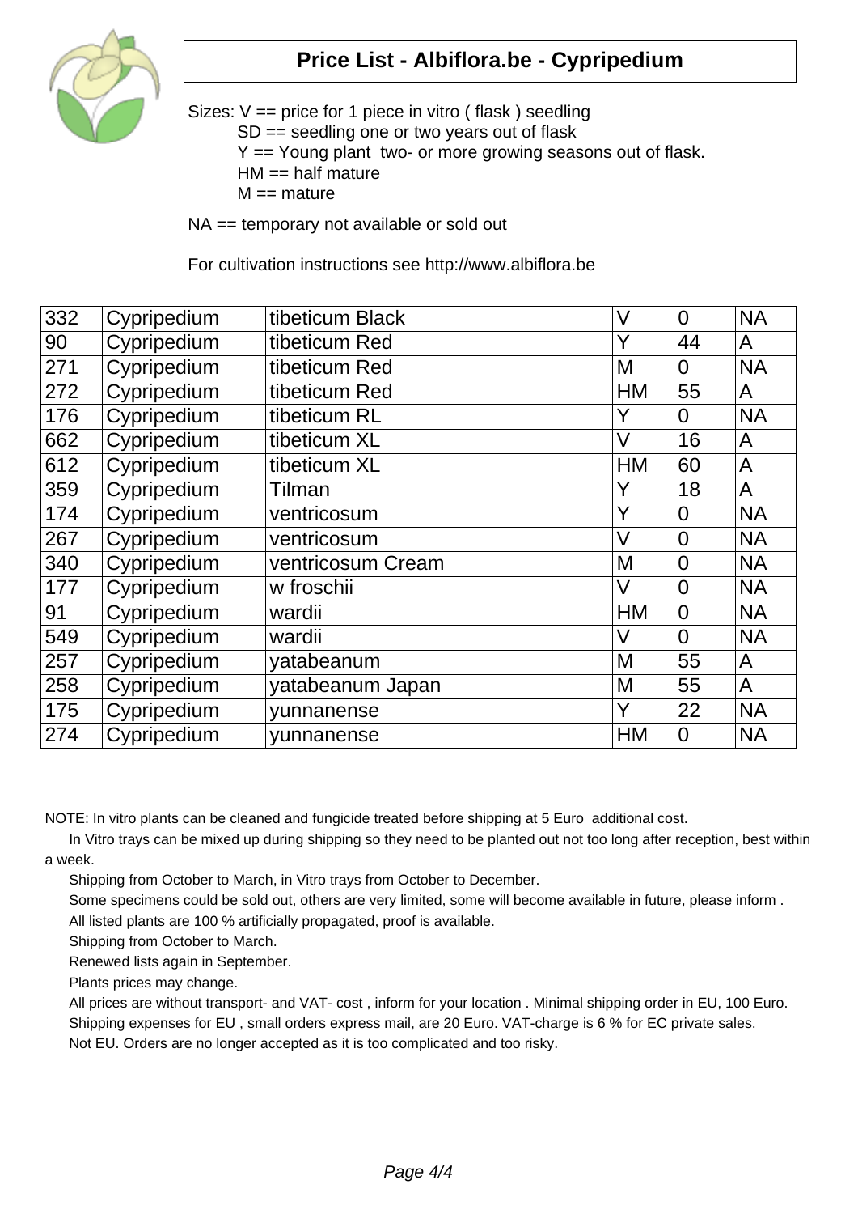# Price List - Albiflora.be - Cypripedium

Sizes: V == price for 1 piece in vitro ( flask ) seedling
SD == seedling one or two years out of flask
Y == Young plant two- or more growing seasons out of flask.
HM == half mature
M == mature

NA == temporary not available or sold out

For cultivation instructions see http://www.albiflora.be

| | | | | | |
|---|---|---|---|---|---|
| 332 | Cypripedium | tibeticum Black | V | 0 | NA |
| 90 | Cypripedium | tibeticum Red | Y | 44 | A |
| 271 | Cypripedium | tibeticum Red | M | 0 | NA |
| 272 | Cypripedium | tibeticum Red | HM | 55 | A |
| 176 | Cypripedium | tibeticum RL | Y | 0 | NA |
| 662 | Cypripedium | tibeticum XL | V | 16 | A |
| 612 | Cypripedium | tibeticum XL | HM | 60 | A |
| 359 | Cypripedium | Tilman | Y | 18 | A |
| 174 | Cypripedium | ventricosum | Y | 0 | NA |
| 267 | Cypripedium | ventricosum | V | 0 | NA |
| 340 | Cypripedium | ventricosum Cream | M | 0 | NA |
| 177 | Cypripedium | w froschii | V | 0 | NA |
| 91 | Cypripedium | wardii | HM | 0 | NA |
| 549 | Cypripedium | wardii | V | 0 | NA |
| 257 | Cypripedium | yatabeanum | M | 55 | A |
| 258 | Cypripedium | yatabeanum Japan | M | 55 | A |
| 175 | Cypripedium | yunnanense | Y | 22 | NA |
| 274 | Cypripedium | yunnanense | HM | 0 | NA |

NOTE: In vitro plants can be cleaned and fungicide treated before shipping at 5 Euro additional cost.

In Vitro trays can be mixed up during shipping so they need to be planted out not too long after reception, best within a week.

Shipping from October to March, in Vitro trays from October to December.

Some specimens could be sold out, others are very limited, some will become available in future, please inform .

All listed plants are 100 % artificially propagated, proof is available.

Shipping from October to March.

Renewed lists again in September.

Plants prices may change.

All prices are without transport- and VAT- cost , inform for your location . Minimal shipping order in EU, 100 Euro.

Shipping expenses for EU , small orders express mail, are 20 Euro. VAT-charge is 6 % for EC private sales.

Not EU. Orders are no longer accepted as it is too complicated and too risky.